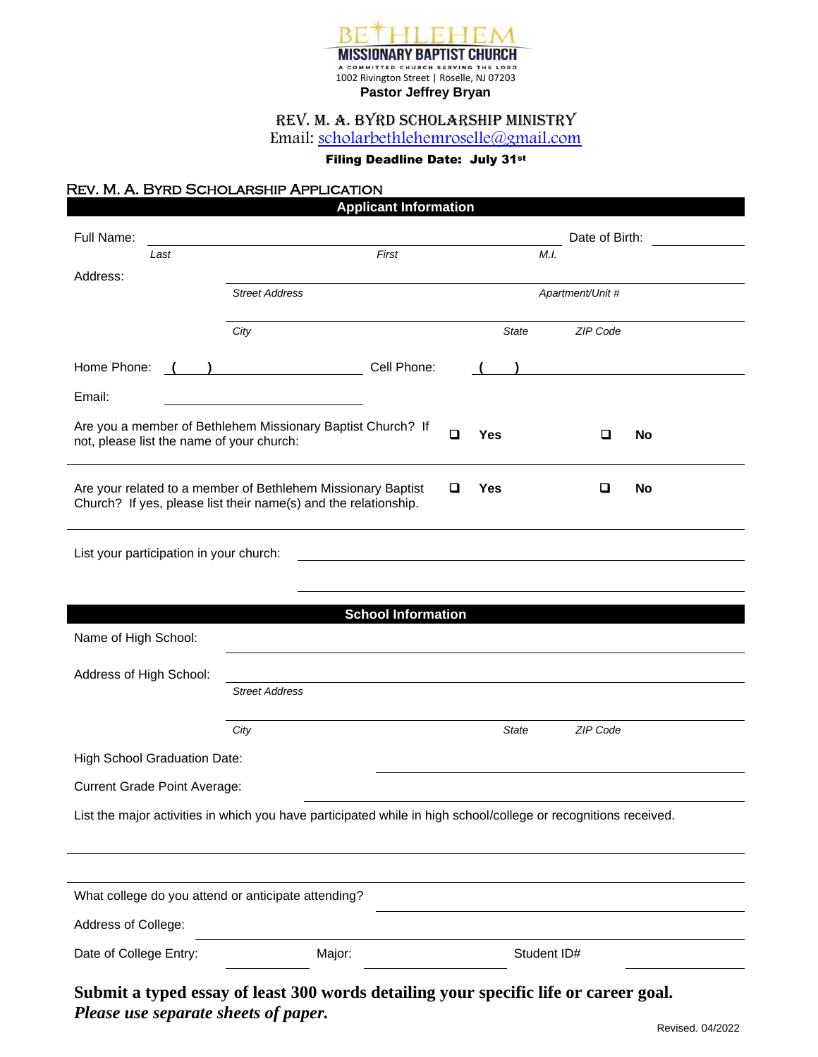# BETHLEHEM MISSIONARY BAPTIST CHURCH

A COMMITTED CHURCH SERVING THE LORD

1002 Rivington Street | Roselle, NJ 07203

**Pastor Jeffrey Bryan**

## REV. M. A. BYRD SCHOLARSHIP MINISTRY

Email: scholarbethlehemroselle@gmail.com

**Filing Deadline Date: July 31st**

## REV. M. A. BYRD SCHOLARSHIP APPLICATION

### Applicant Information

Full Name: ______________________________ Date of Birth: __________

*Last* *First* *M.I.*

Address: ______________________________

*Street Address* *Apartment/Unit #*

______________________________

*City* *State* *ZIP Code*

Home Phone: ( ) __________ Cell Phone: ( ) __________

Email: __________

Are you a member of Bethlehem Missionary Baptist Church? If not, please list the name of your church: ☐ **Yes** ☐ **No**

______________________________

Are your related to a member of Bethlehem Missionary Baptist Church? If yes, please list their name(s) and the relationship. ☐ **Yes** ☐ **No**

______________________________

List your participation in your church: ______________________________

______________________________

### School Information

Name of High School: ______________________________

Address of High School: ______________________________

*Street Address*

______________________________

*City* *State* *ZIP Code*

High School Graduation Date: ______________________________

Current Grade Point Average: ______________________________

List the major activities in which you have participated while in high school/college or recognitions received.

______________________________

______________________________

What college do you attend or anticipate attending? ______________________________

Address of College: ______________________________

Date of College Entry: __________ Major: __________ Student ID# __________

**Submit a typed essay of least 300 words detailing your specific life or career goal.**
***Please use separate sheets of paper.***

Revised. 04/2022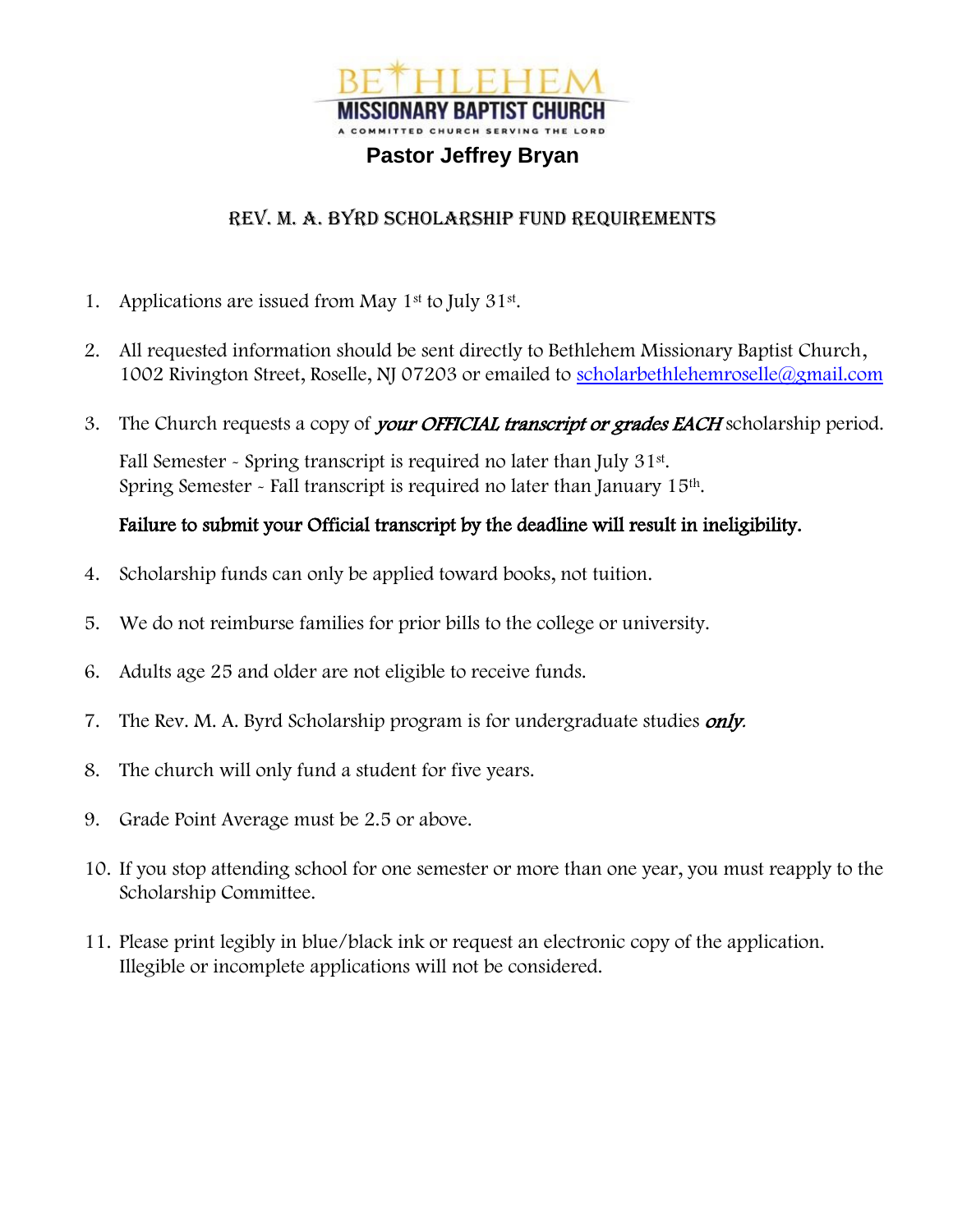# BETHLEHEM MISSIONARY BAPTIST CHURCH

A COMMITTED CHURCH SERVING THE LORD

**Pastor Jeffrey Bryan**

## REV. M. A. BYRD SCHOLARSHIP FUND REQUIREMENTS

1. Applications are issued from May 1st to July 31st.

2. All requested information should be sent directly to Bethlehem Missionary Baptist Church, 1002 Rivington Street, Roselle, NJ 07203 or emailed to scholarbethlehemroselle@gmail.com

3. The Church requests a copy of ***your OFFICIAL transcript or grades EACH*** scholarship period.

   Fall Semester - Spring transcript is required no later than July 31st.
   Spring Semester - Fall transcript is required no later than January 15th.

   **Failure to submit your Official transcript by the deadline will result in ineligibility.**

4. Scholarship funds can only be applied toward books, not tuition.

5. We do not reimburse families for prior bills to the college or university.

6. Adults age 25 and older are not eligible to receive funds.

7. The Rev. M. A. Byrd Scholarship program is for undergraduate studies ***only***.

8. The church will only fund a student for five years.

9. Grade Point Average must be 2.5 or above.

10. If you stop attending school for one semester or more than one year, you must reapply to the Scholarship Committee.

11. Please print legibly in blue/black ink or request an electronic copy of the application. Illegible or incomplete applications will not be considered.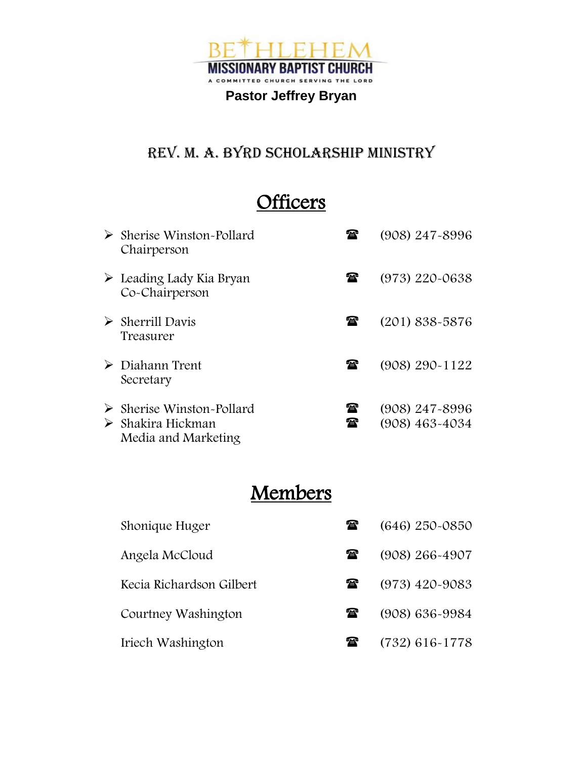BETHLEHEM
MISSIONARY BAPTIST CHURCH
A COMMITTED CHURCH SERVING THE LORD

**Pastor Jeffrey Bryan**

## REV. M. A. BYRD SCHOLARSHIP MINISTRY

## Officers

- Sherise Winston-Pollard ☎ (908) 247-8996
  Chairperson
- Leading Lady Kia Bryan ☎ (973) 220-0638
  Co-Chairperson
- Sherrill Davis ☎ (201) 838-5876
  Treasurer
- Diahann Trent ☎ (908) 290-1122
  Secretary
- Sherise Winston-Pollard ☎ (908) 247-8996
- Shakira Hickman ☎ (908) 463-4034
  Media and Marketing

## Members

Shonique Huger ☎ (646) 250-0850

Angela McCloud ☎ (908) 266-4907

Kecia Richardson Gilbert ☎ (973) 420-9083

Courtney Washington ☎ (908) 636-9984

Iriech Washington ☎ (732) 616-1778